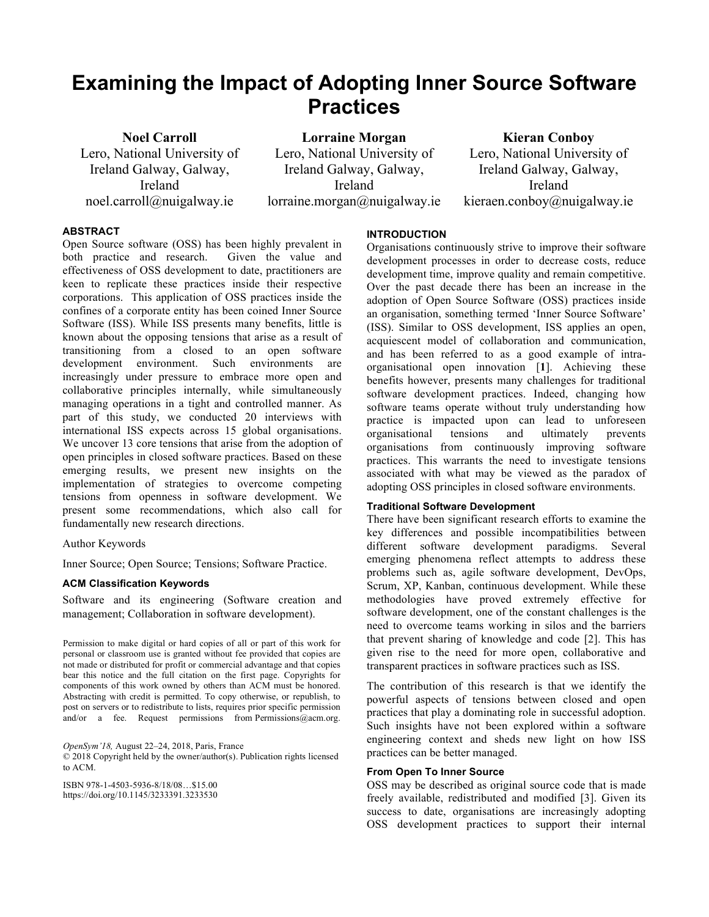# Examining the Impact of Adopting Inner Source Software Practices

**Noel Carroll**
Lero, National University of Ireland Galway, Galway, Ireland
noel.carroll@nuigalway.ie

**Lorraine Morgan**
Lero, National University of Ireland Galway, Galway, Ireland
lorraine.morgan@nuigalway.ie

**Kieran Conboy**
Lero, National University of Ireland Galway, Galway, Ireland
kieraen.conboy@nuigalway.ie

## ABSTRACT

Open Source software (OSS) has been highly prevalent in both practice and research. Given the value and effectiveness of OSS development to date, practitioners are keen to replicate these practices inside their respective corporations. This application of OSS practices inside the confines of a corporate entity has been coined Inner Source Software (ISS). While ISS presents many benefits, little is known about the opposing tensions that arise as a result of transitioning from a closed to an open software development environment. Such environments are increasingly under pressure to embrace more open and collaborative principles internally, while simultaneously managing operations in a tight and controlled manner. As part of this study, we conducted 20 interviews with international ISS expects across 15 global organisations. We uncover 13 core tensions that arise from the adoption of open principles in closed software practices. Based on these emerging results, we present new insights on the implementation of strategies to overcome competing tensions from openness in software development. We present some recommendations, which also call for fundamentally new research directions.

Author Keywords

Inner Source; Open Source; Tensions; Software Practice.

### ACM Classification Keywords

Software and its engineering (Software creation and management; Collaboration in software development).

Permission to make digital or hard copies of all or part of this work for personal or classroom use is granted without fee provided that copies are not made or distributed for profit or commercial advantage and that copies bear this notice and the full citation on the first page. Copyrights for components of this work owned by others than ACM must be honored. Abstracting with credit is permitted. To copy otherwise, or republish, to post on servers or to redistribute to lists, requires prior specific permission and/or a fee. Request permissions from Permissions@acm.org.

*OpenSym'18,* August 22–24, 2018, Paris, France
© 2018 Copyright held by the owner/author(s). Publication rights licensed to ACM.

ISBN 978-1-4503-5936-8/18/08…$15.00
https://doi.org/10.1145/3233391.3233530

## INTRODUCTION

Organisations continuously strive to improve their software development processes in order to decrease costs, reduce development time, improve quality and remain competitive. Over the past decade there has been an increase in the adoption of Open Source Software (OSS) practices inside an organisation, something termed 'Inner Source Software' (ISS). Similar to OSS development, ISS applies an open, acquiescent model of collaboration and communication, and has been referred to as a good example of intra-organisational open innovation [**1**]. Achieving these benefits however, presents many challenges for traditional software development practices. Indeed, changing how software teams operate without truly understanding how practice is impacted upon can lead to unforeseen organisational tensions and ultimately prevents organisations from continuously improving software practices. This warrants the need to investigate tensions associated with what may be viewed as the paradox of adopting OSS principles in closed software environments.

### Traditional Software Development

There have been significant research efforts to examine the key differences and possible incompatibilities between different software development paradigms. Several emerging phenomena reflect attempts to address these problems such as, agile software development, DevOps, Scrum, XP, Kanban, continuous development. While these methodologies have proved extremely effective for software development, one of the constant challenges is the need to overcome teams working in silos and the barriers that prevent sharing of knowledge and code [2]. This has given rise to the need for more open, collaborative and transparent practices in software practices such as ISS.

The contribution of this research is that we identify the powerful aspects of tensions between closed and open practices that play a dominating role in successful adoption. Such insights have not been explored within a software engineering context and sheds new light on how ISS practices can be better managed.

### From Open To Inner Source

OSS may be described as original source code that is made freely available, redistributed and modified [3]. Given its success to date, organisations are increasingly adopting OSS development practices to support their internal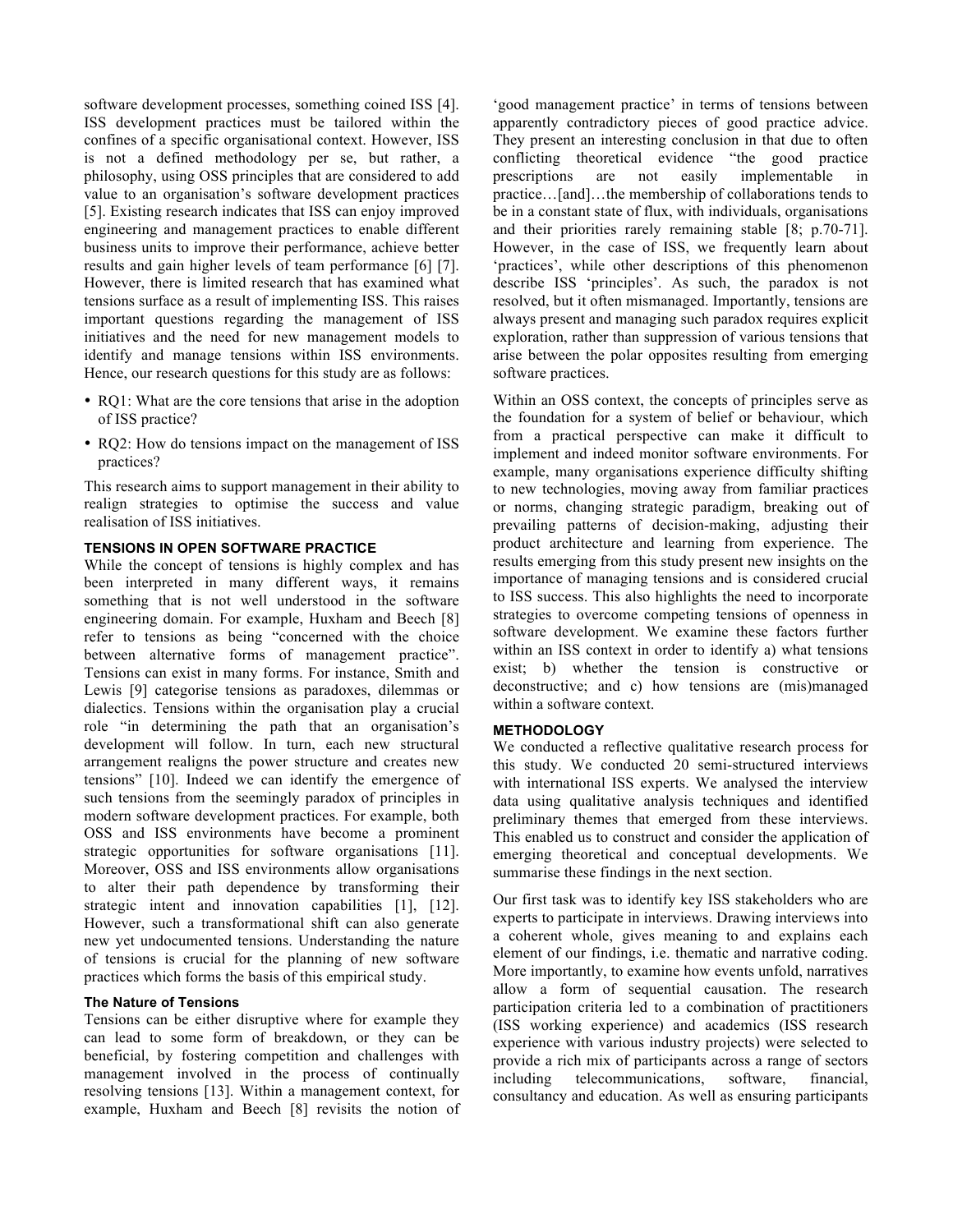software development processes, something coined ISS [4]. ISS development practices must be tailored within the confines of a specific organisational context. However, ISS is not a defined methodology per se, but rather, a philosophy, using OSS principles that are considered to add value to an organisation's software development practices [5]. Existing research indicates that ISS can enjoy improved engineering and management practices to enable different business units to improve their performance, achieve better results and gain higher levels of team performance [6] [7]. However, there is limited research that has examined what tensions surface as a result of implementing ISS. This raises important questions regarding the management of ISS initiatives and the need for new management models to identify and manage tensions within ISS environments. Hence, our research questions for this study are as follows:

- RQ1: What are the core tensions that arise in the adoption of ISS practice?
- RQ2: How do tensions impact on the management of ISS practices?

This research aims to support management in their ability to realign strategies to optimise the success and value realisation of ISS initiatives.

## TENSIONS IN OPEN SOFTWARE PRACTICE

While the concept of tensions is highly complex and has been interpreted in many different ways, it remains something that is not well understood in the software engineering domain. For example, Huxham and Beech [8] refer to tensions as being "concerned with the choice between alternative forms of management practice". Tensions can exist in many forms. For instance, Smith and Lewis [9] categorise tensions as paradoxes, dilemmas or dialectics. Tensions within the organisation play a crucial role "in determining the path that an organisation's development will follow. In turn, each new structural arrangement realigns the power structure and creates new tensions" [10]. Indeed we can identify the emergence of such tensions from the seemingly paradox of principles in modern software development practices. For example, both OSS and ISS environments have become a prominent strategic opportunities for software organisations [11]. Moreover, OSS and ISS environments allow organisations to alter their path dependence by transforming their strategic intent and innovation capabilities [1], [12]. However, such a transformational shift can also generate new yet undocumented tensions. Understanding the nature of tensions is crucial for the planning of new software practices which forms the basis of this empirical study.

### The Nature of Tensions

Tensions can be either disruptive where for example they can lead to some form of breakdown, or they can be beneficial, by fostering competition and challenges with management involved in the process of continually resolving tensions [13]. Within a management context, for example, Huxham and Beech [8] revisits the notion of 'good management practice' in terms of tensions between apparently contradictory pieces of good practice advice. They present an interesting conclusion in that due to often conflicting theoretical evidence "the good practice prescriptions are not easily implementable in practice…[and]…the membership of collaborations tends to be in a constant state of flux, with individuals, organisations and their priorities rarely remaining stable [8; p.70-71]. However, in the case of ISS, we frequently learn about 'practices', while other descriptions of this phenomenon describe ISS 'principles'. As such, the paradox is not resolved, but it often mismanaged. Importantly, tensions are always present and managing such paradox requires explicit exploration, rather than suppression of various tensions that arise between the polar opposites resulting from emerging software practices.

Within an OSS context, the concepts of principles serve as the foundation for a system of belief or behaviour, which from a practical perspective can make it difficult to implement and indeed monitor software environments. For example, many organisations experience difficulty shifting to new technologies, moving away from familiar practices or norms, changing strategic paradigm, breaking out of prevailing patterns of decision-making, adjusting their product architecture and learning from experience. The results emerging from this study present new insights on the importance of managing tensions and is considered crucial to ISS success. This also highlights the need to incorporate strategies to overcome competing tensions of openness in software development. We examine these factors further within an ISS context in order to identify a) what tensions exist; b) whether the tension is constructive or deconstructive; and c) how tensions are (mis)managed within a software context.

## METHODOLOGY

We conducted a reflective qualitative research process for this study. We conducted 20 semi-structured interviews with international ISS experts. We analysed the interview data using qualitative analysis techniques and identified preliminary themes that emerged from these interviews. This enabled us to construct and consider the application of emerging theoretical and conceptual developments. We summarise these findings in the next section.

Our first task was to identify key ISS stakeholders who are experts to participate in interviews. Drawing interviews into a coherent whole, gives meaning to and explains each element of our findings, i.e. thematic and narrative coding. More importantly, to examine how events unfold, narratives allow a form of sequential causation. The research participation criteria led to a combination of practitioners (ISS working experience) and academics (ISS research experience with various industry projects) were selected to provide a rich mix of participants across a range of sectors including telecommunications, software, financial, consultancy and education. As well as ensuring participants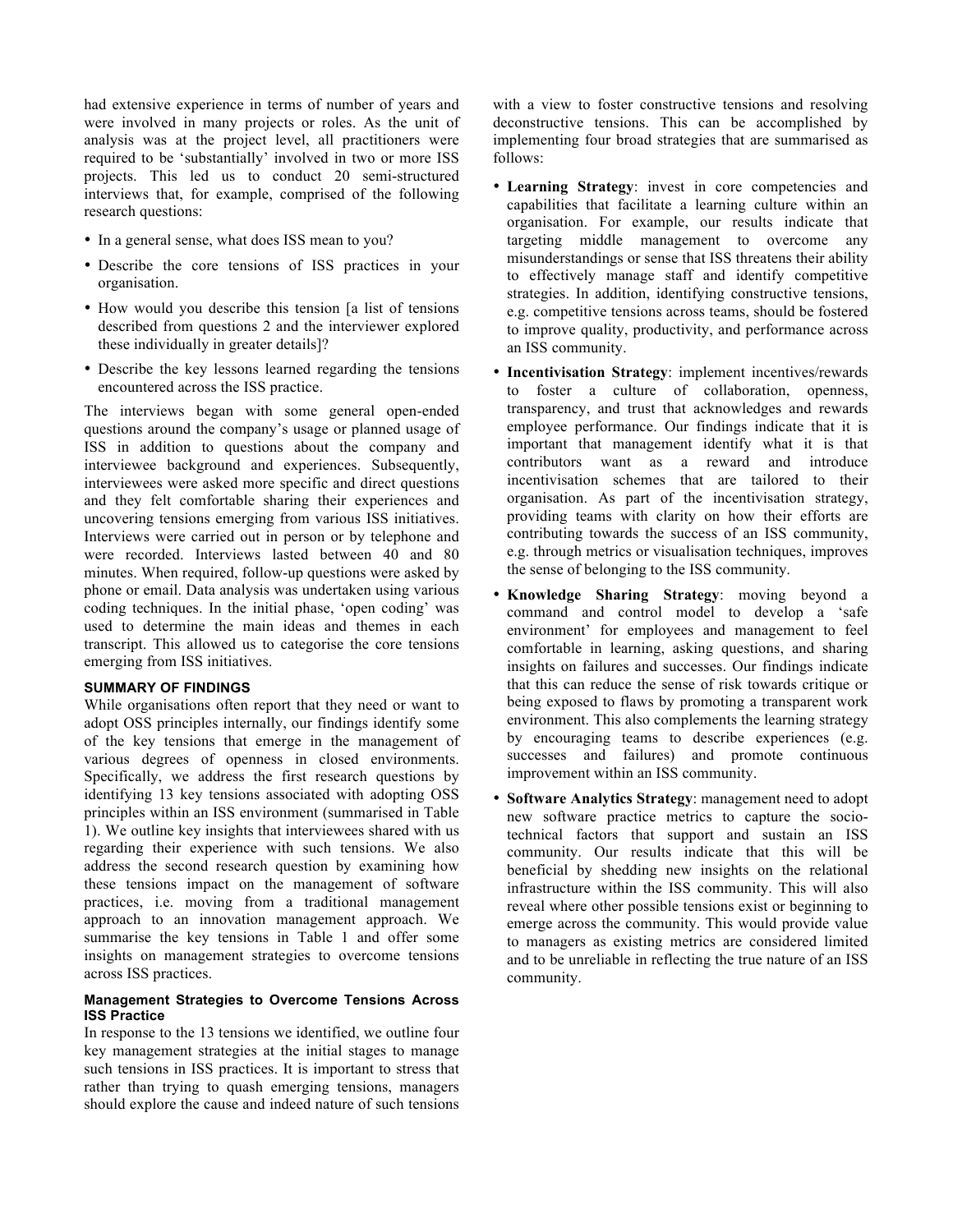had extensive experience in terms of number of years and were involved in many projects or roles. As the unit of analysis was at the project level, all practitioners were required to be 'substantially' involved in two or more ISS projects. This led us to conduct 20 semi-structured interviews that, for example, comprised of the following research questions:

- In a general sense, what does ISS mean to you?
- Describe the core tensions of ISS practices in your organisation.
- How would you describe this tension [a list of tensions described from questions 2 and the interviewer explored these individually in greater details]?
- Describe the key lessons learned regarding the tensions encountered across the ISS practice.

The interviews began with some general open-ended questions around the company's usage or planned usage of ISS in addition to questions about the company and interviewee background and experiences. Subsequently, interviewees were asked more specific and direct questions and they felt comfortable sharing their experiences and uncovering tensions emerging from various ISS initiatives. Interviews were carried out in person or by telephone and were recorded. Interviews lasted between 40 and 80 minutes. When required, follow-up questions were asked by phone or email. Data analysis was undertaken using various coding techniques. In the initial phase, 'open coding' was used to determine the main ideas and themes in each transcript. This allowed us to categorise the core tensions emerging from ISS initiatives.

## SUMMARY OF FINDINGS

While organisations often report that they need or want to adopt OSS principles internally, our findings identify some of the key tensions that emerge in the management of various degrees of openness in closed environments. Specifically, we address the first research questions by identifying 13 key tensions associated with adopting OSS principles within an ISS environment (summarised in Table 1). We outline key insights that interviewees shared with us regarding their experience with such tensions. We also address the second research question by examining how these tensions impact on the management of software practices, i.e. moving from a traditional management approach to an innovation management approach. We summarise the key tensions in Table 1 and offer some insights on management strategies to overcome tensions across ISS practices.

### Management Strategies to Overcome Tensions Across ISS Practice

In response to the 13 tensions we identified, we outline four key management strategies at the initial stages to manage such tensions in ISS practices. It is important to stress that rather than trying to quash emerging tensions, managers should explore the cause and indeed nature of such tensions with a view to foster constructive tensions and resolving deconstructive tensions. This can be accomplished by implementing four broad strategies that are summarised as follows:

- **Learning Strategy**: invest in core competencies and capabilities that facilitate a learning culture within an organisation. For example, our results indicate that targeting middle management to overcome any misunderstandings or sense that ISS threatens their ability to effectively manage staff and identify competitive strategies. In addition, identifying constructive tensions, e.g. competitive tensions across teams, should be fostered to improve quality, productivity, and performance across an ISS community.
- **Incentivisation Strategy**: implement incentives/rewards to foster a culture of collaboration, openness, transparency, and trust that acknowledges and rewards employee performance. Our findings indicate that it is important that management identify what it is that contributors want as a reward and introduce incentivisation schemes that are tailored to their organisation. As part of the incentivisation strategy, providing teams with clarity on how their efforts are contributing towards the success of an ISS community, e.g. through metrics or visualisation techniques, improves the sense of belonging to the ISS community.
- **Knowledge Sharing Strategy**: moving beyond a command and control model to develop a 'safe environment' for employees and management to feel comfortable in learning, asking questions, and sharing insights on failures and successes. Our findings indicate that this can reduce the sense of risk towards critique or being exposed to flaws by promoting a transparent work environment. This also complements the learning strategy by encouraging teams to describe experiences (e.g. successes and failures) and promote continuous improvement within an ISS community.
- **Software Analytics Strategy**: management need to adopt new software practice metrics to capture the socio-technical factors that support and sustain an ISS community. Our results indicate that this will be beneficial by shedding new insights on the relational infrastructure within the ISS community. This will also reveal where other possible tensions exist or beginning to emerge across the community. This would provide value to managers as existing metrics are considered limited and to be unreliable in reflecting the true nature of an ISS community.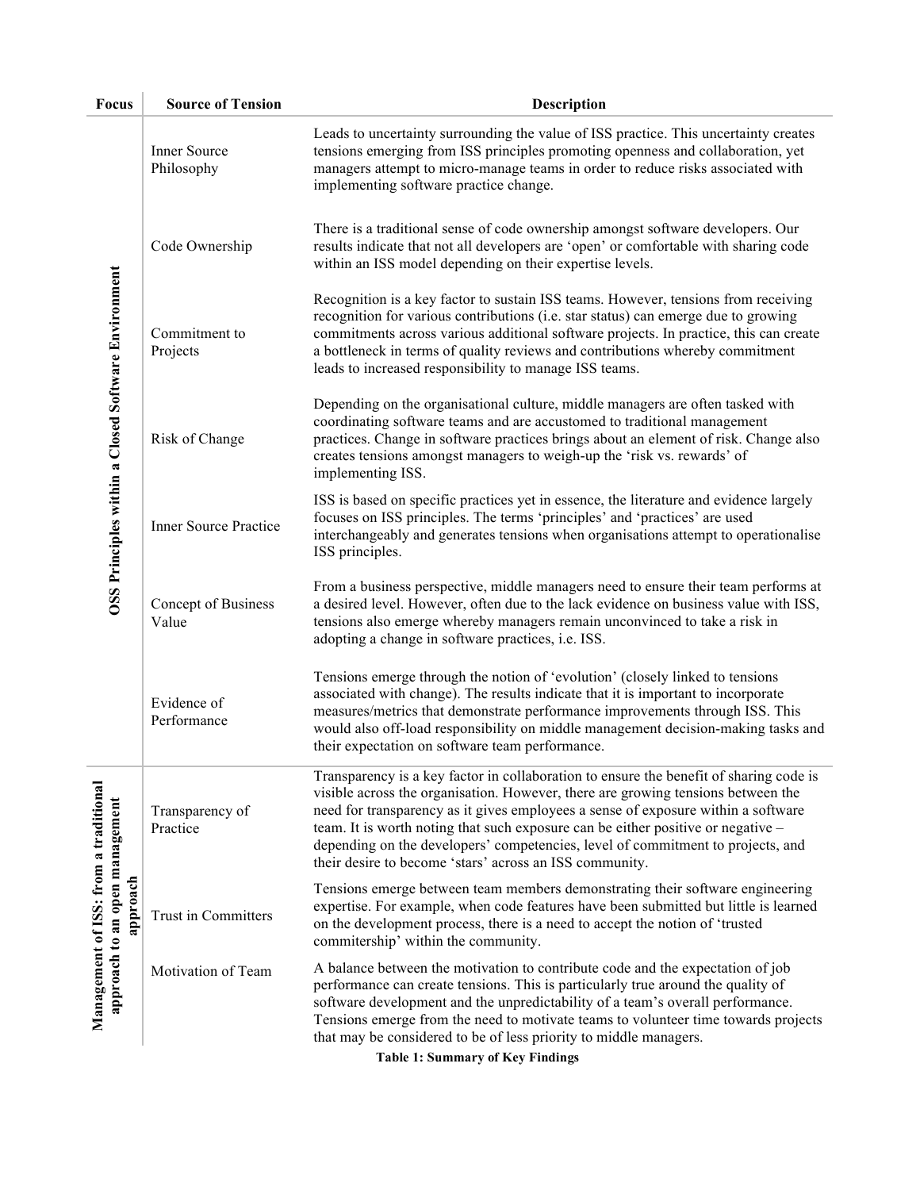| Focus | Source of Tension | Description |
| --- | --- | --- |
| OSS Principles within a Closed Software Environment | Inner Source Philosophy | Leads to uncertainty surrounding the value of ISS practice. This uncertainty creates tensions emerging from ISS principles promoting openness and collaboration, yet managers attempt to micro-manage teams in order to reduce risks associated with implementing software practice change. |
| | Code Ownership | There is a traditional sense of code ownership amongst software developers. Our results indicate that not all developers are 'open' or comfortable with sharing code within an ISS model depending on their expertise levels. |
| | Commitment to Projects | Recognition is a key factor to sustain ISS teams. However, tensions from receiving recognition for various contributions (i.e. star status) can emerge due to growing commitments across various additional software projects. In practice, this can create a bottleneck in terms of quality reviews and contributions whereby commitment leads to increased responsibility to manage ISS teams. |
| | Risk of Change | Depending on the organisational culture, middle managers are often tasked with coordinating software teams and are accustomed to traditional management practices. Change in software practices brings about an element of risk. Change also creates tensions amongst managers to weigh-up the 'risk vs. rewards' of implementing ISS. |
| | Inner Source Practice | ISS is based on specific practices yet in essence, the literature and evidence largely focuses on ISS principles. The terms 'principles' and 'practices' are used interchangeably and generates tensions when organisations attempt to operationalise ISS principles. |
| | Concept of Business Value | From a business perspective, middle managers need to ensure their team performs at a desired level. However, often due to the lack evidence on business value with ISS, tensions also emerge whereby managers remain unconvinced to take a risk in adopting a change in software practices, i.e. ISS. |
| | Evidence of Performance | Tensions emerge through the notion of 'evolution' (closely linked to tensions associated with change). The results indicate that it is important to incorporate measures/metrics that demonstrate performance improvements through ISS. This would also off-load responsibility on middle management decision-making tasks and their expectation on software team performance. |
| Management of ISS: from a traditional approach to an open management approach | Transparency of Practice | Transparency is a key factor in collaboration to ensure the benefit of sharing code is visible across the organisation. However, there are growing tensions between the need for transparency as it gives employees a sense of exposure within a software team. It is worth noting that such exposure can be either positive or negative – depending on the developers' competencies, level of commitment to projects, and their desire to become 'stars' across an ISS community. |
| | Trust in Committers | Tensions emerge between team members demonstrating their software engineering expertise. For example, when code features have been submitted but little is learned on the development process, there is a need to accept the notion of 'trusted commitership' within the community. |
| | Motivation of Team | A balance between the motivation to contribute code and the expectation of job performance can create tensions. This is particularly true around the quality of software development and the unpredictability of a team's overall performance. Tensions emerge from the need to motivate teams to volunteer time towards projects that may be considered to be of less priority to middle managers. |

**Table 1: Summary of Key Findings**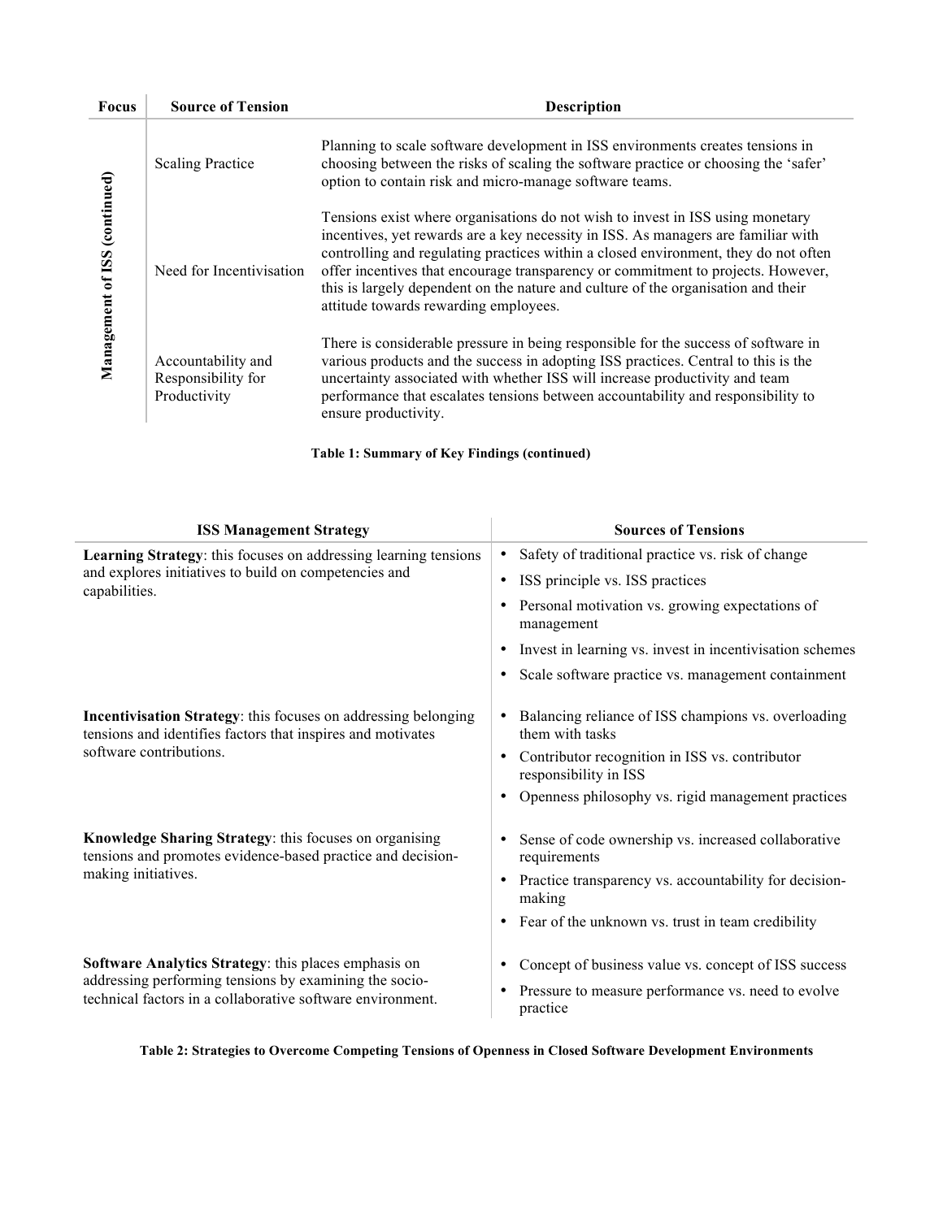| Focus | Source of Tension | Description |
| --- | --- | --- |
| Management of ISS (continued) | Scaling Practice | Planning to scale software development in ISS environments creates tensions in choosing between the risks of scaling the software practice or choosing the 'safer' option to contain risk and micro-manage software teams. |
| | Need for Incentivisation | Tensions exist where organisations do not wish to invest in ISS using monetary incentives, yet rewards are a key necessity in ISS. As managers are familiar with controlling and regulating practices within a closed environment, they do not often offer incentives that encourage transparency or commitment to projects. However, this is largely dependent on the nature and culture of the organisation and their attitude towards rewarding employees. |
| | Accountability and Responsibility for Productivity | There is considerable pressure in being responsible for the success of software in various products and the success in adopting ISS practices. Central to this is the uncertainty associated with whether ISS will increase productivity and team performance that escalates tensions between accountability and responsibility to ensure productivity. |

**Table 1: Summary of Key Findings (continued)**

| ISS Management Strategy | Sources of Tensions |
| --- | --- |
| **Learning Strategy**: this focuses on addressing learning tensions and explores initiatives to build on competencies and capabilities. | • Safety of traditional practice vs. risk of change<br>• ISS principle vs. ISS practices<br>• Personal motivation vs. growing expectations of management<br>• Invest in learning vs. invest in incentivisation schemes<br>• Scale software practice vs. management containment |
| **Incentivisation Strategy**: this focuses on addressing belonging tensions and identifies factors that inspires and motivates software contributions. | • Balancing reliance of ISS champions vs. overloading them with tasks<br>• Contributor recognition in ISS vs. contributor responsibility in ISS<br>• Openness philosophy vs. rigid management practices |
| **Knowledge Sharing Strategy**: this focuses on organising tensions and promotes evidence-based practice and decision-making initiatives. | • Sense of code ownership vs. increased collaborative requirements<br>• Practice transparency vs. accountability for decision-making<br>• Fear of the unknown vs. trust in team credibility |
| **Software Analytics Strategy**: this places emphasis on addressing performing tensions by examining the socio-technical factors in a collaborative software environment. | • Concept of business value vs. concept of ISS success<br>• Pressure to measure performance vs. need to evolve practice |

**Table 2: Strategies to Overcome Competing Tensions of Openness in Closed Software Development Environments**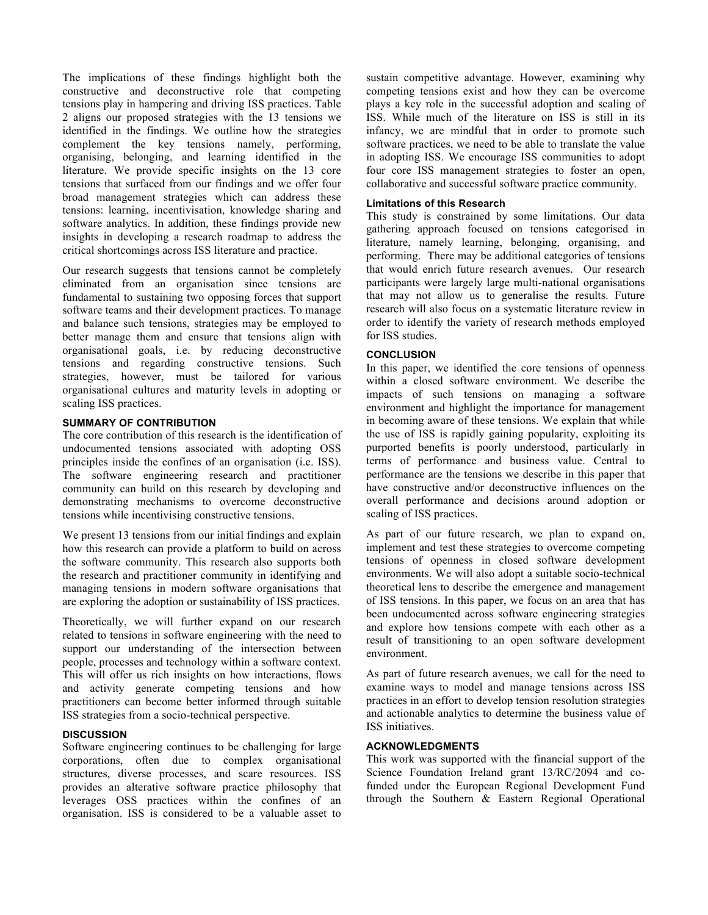The implications of these findings highlight both the constructive and deconstructive role that competing tensions play in hampering and driving ISS practices. Table 2 aligns our proposed strategies with the 13 tensions we identified in the findings. We outline how the strategies complement the key tensions namely, performing, organising, belonging, and learning identified in the literature. We provide specific insights on the 13 core tensions that surfaced from our findings and we offer four broad management strategies which can address these tensions: learning, incentivisation, knowledge sharing and software analytics. In addition, these findings provide new insights in developing a research roadmap to address the critical shortcomings across ISS literature and practice.

Our research suggests that tensions cannot be completely eliminated from an organisation since tensions are fundamental to sustaining two opposing forces that support software teams and their development practices. To manage and balance such tensions, strategies may be employed to better manage them and ensure that tensions align with organisational goals, i.e. by reducing deconstructive tensions and regarding constructive tensions. Such strategies, however, must be tailored for various organisational cultures and maturity levels in adopting or scaling ISS practices.

## SUMMARY OF CONTRIBUTION

The core contribution of this research is the identification of undocumented tensions associated with adopting OSS principles inside the confines of an organisation (i.e. ISS). The software engineering research and practitioner community can build on this research by developing and demonstrating mechanisms to overcome deconstructive tensions while incentivising constructive tensions.

We present 13 tensions from our initial findings and explain how this research can provide a platform to build on across the software community. This research also supports both the research and practitioner community in identifying and managing tensions in modern software organisations that are exploring the adoption or sustainability of ISS practices.

Theoretically, we will further expand on our research related to tensions in software engineering with the need to support our understanding of the intersection between people, processes and technology within a software context. This will offer us rich insights on how interactions, flows and activity generate competing tensions and how practitioners can become better informed through suitable ISS strategies from a socio-technical perspective.

## DISCUSSION

Software engineering continues to be challenging for large corporations, often due to complex organisational structures, diverse processes, and scare resources. ISS provides an alterative software practice philosophy that leverages OSS practices within the confines of an organisation. ISS is considered to be a valuable asset to sustain competitive advantage. However, examining why competing tensions exist and how they can be overcome plays a key role in the successful adoption and scaling of ISS. While much of the literature on ISS is still in its infancy, we are mindful that in order to promote such software practices, we need to be able to translate the value in adopting ISS. We encourage ISS communities to adopt four core ISS management strategies to foster an open, collaborative and successful software practice community.

### Limitations of this Research

This study is constrained by some limitations. Our data gathering approach focused on tensions categorised in literature, namely learning, belonging, organising, and performing. There may be additional categories of tensions that would enrich future research avenues. Our research participants were largely large multi-national organisations that may not allow us to generalise the results. Future research will also focus on a systematic literature review in order to identify the variety of research methods employed for ISS studies.

## CONCLUSION

In this paper, we identified the core tensions of openness within a closed software environment. We describe the impacts of such tensions on managing a software environment and highlight the importance for management in becoming aware of these tensions. We explain that while the use of ISS is rapidly gaining popularity, exploiting its purported benefits is poorly understood, particularly in terms of performance and business value. Central to performance are the tensions we describe in this paper that have constructive and/or deconstructive influences on the overall performance and decisions around adoption or scaling of ISS practices.

As part of our future research, we plan to expand on, implement and test these strategies to overcome competing tensions of openness in closed software development environments. We will also adopt a suitable socio-technical theoretical lens to describe the emergence and management of ISS tensions. In this paper, we focus on an area that has been undocumented across software engineering strategies and explore how tensions compete with each other as a result of transitioning to an open software development environment.

As part of future research avenues, we call for the need to examine ways to model and manage tensions across ISS practices in an effort to develop tension resolution strategies and actionable analytics to determine the business value of ISS initiatives.

## ACKNOWLEDGMENTS

This work was supported with the financial support of the Science Foundation Ireland grant 13/RC/2094 and co-funded under the European Regional Development Fund through the Southern & Eastern Regional Operational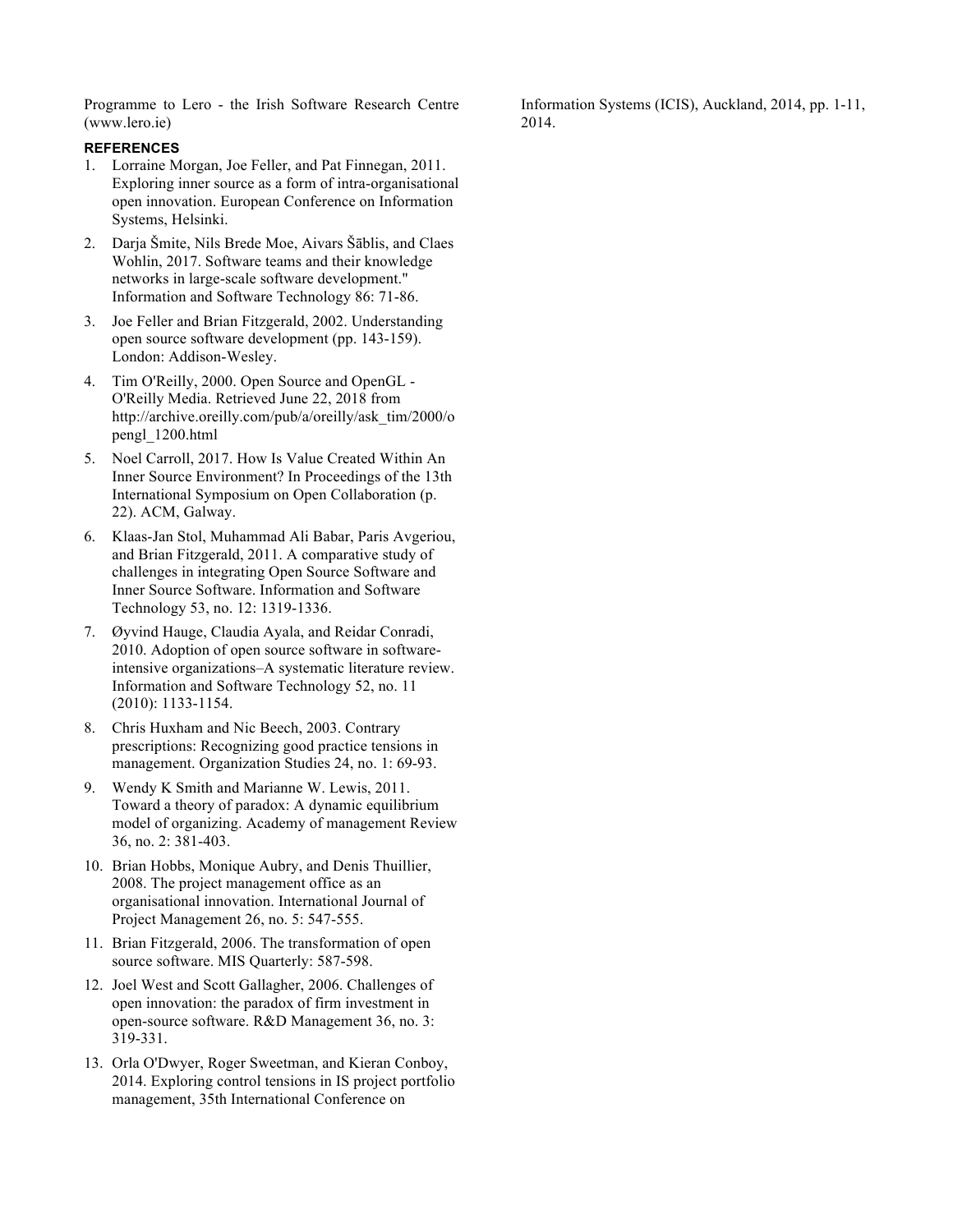Programme to Lero - the Irish Software Research Centre (www.lero.ie)

## REFERENCES

1. Lorraine Morgan, Joe Feller, and Pat Finnegan, 2011. Exploring inner source as a form of intra-organisational open innovation. European Conference on Information Systems, Helsinki.
2. Darja Šmite, Nils Brede Moe, Aivars Šāblis, and Claes Wohlin, 2017. Software teams and their knowledge networks in large-scale software development." Information and Software Technology 86: 71-86.
3. Joe Feller and Brian Fitzgerald, 2002. Understanding open source software development (pp. 143-159). London: Addison-Wesley.
4. Tim O'Reilly, 2000. Open Source and OpenGL - O'Reilly Media. Retrieved June 22, 2018 from http://archive.oreilly.com/pub/a/oreilly/ask_tim/2000/opengl_1200.html
5. Noel Carroll, 2017. How Is Value Created Within An Inner Source Environment? In Proceedings of the 13th International Symposium on Open Collaboration (p. 22). ACM, Galway.
6. Klaas-Jan Stol, Muhammad Ali Babar, Paris Avgeriou, and Brian Fitzgerald, 2011. A comparative study of challenges in integrating Open Source Software and Inner Source Software. Information and Software Technology 53, no. 12: 1319-1336.
7. Øyvind Hauge, Claudia Ayala, and Reidar Conradi, 2010. Adoption of open source software in software-intensive organizations–A systematic literature review. Information and Software Technology 52, no. 11 (2010): 1133-1154.
8. Chris Huxham and Nic Beech, 2003. Contrary prescriptions: Recognizing good practice tensions in management. Organization Studies 24, no. 1: 69-93.
9. Wendy K Smith and Marianne W. Lewis, 2011. Toward a theory of paradox: A dynamic equilibrium model of organizing. Academy of management Review 36, no. 2: 381-403.
10. Brian Hobbs, Monique Aubry, and Denis Thuillier, 2008. The project management office as an organisational innovation. International Journal of Project Management 26, no. 5: 547-555.
11. Brian Fitzgerald, 2006. The transformation of open source software. MIS Quarterly: 587-598.
12. Joel West and Scott Gallagher, 2006. Challenges of open innovation: the paradox of firm investment in open-source software. R&D Management 36, no. 3: 319-331.
13. Orla O'Dwyer, Roger Sweetman, and Kieran Conboy, 2014. Exploring control tensions in IS project portfolio management, 35th International Conference on Information Systems (ICIS), Auckland, 2014, pp. 1-11, 2014.